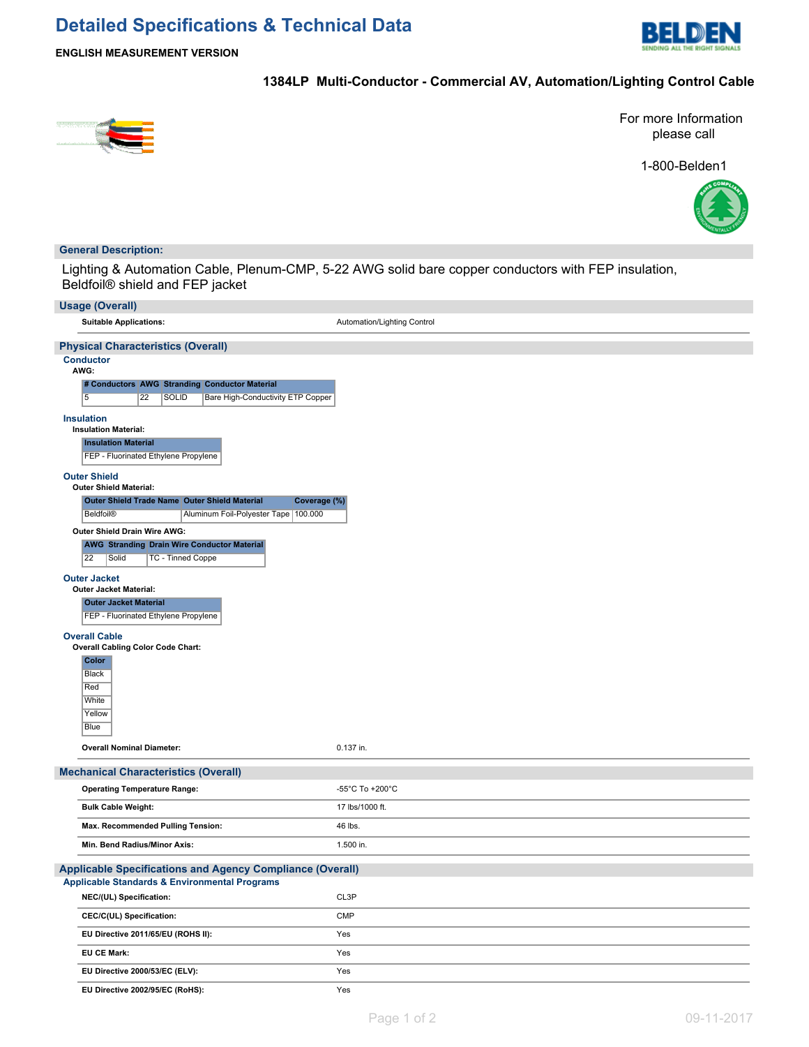# Detailed Specifications & Technical Data

**ENGLISH MEASUREMENT VERSION**

## 1384LP Multi-Conductor - Commercial AV, Automation/Lighting Control Cable

For more Information please call

1-800-Belden1

## General Description:

Lighting & Automation Cable, Plenum-CMP, 5-22 AWG solid bare copper conductors with FEP insulation, Beldfoil® shield and FEP jacket

## Usage (Overall)

| | |
|---|---|
| **Suitable Applications:** | Automation/Lighting Control |

## Physical Characteristics (Overall)

### Conductor

**AWG:**

| # Conductors | AWG | Stranding | Conductor Material |
|---|---|---|---|
| 5 | 22 | SOLID | Bare High-Conductivity ETP Copper |

### Insulation

**Insulation Material:**

| Insulation Material |
|---|
| FEP - Fluorinated Ethylene Propylene |

### Outer Shield

**Outer Shield Material:**

| Outer Shield Trade Name | Outer Shield Material | Coverage (%) |
|---|---|---|
| Beldfoil® | Aluminum Foil-Polyester Tape | 100.000 |

**Outer Shield Drain Wire AWG:**

| AWG | Stranding | Drain Wire Conductor Material |
|---|---|---|
| 22 | Solid | TC - Tinned Coppe |

### Outer Jacket

**Outer Jacket Material:**

| Outer Jacket Material |
|---|
| FEP - Fluorinated Ethylene Propylene |

### Overall Cable

**Overall Cabling Color Code Chart:**

| Color |
|---|
| Black |
| Red |
| White |
| Yellow |
| Blue |

| | |
|---|---|
| **Overall Nominal Diameter:** | 0.137 in. |

## Mechanical Characteristics (Overall)

| | |
|---|---|
| **Operating Temperature Range:** | -55°C To +200°C |
| **Bulk Cable Weight:** | 17 lbs/1000 ft. |
| **Max. Recommended Pulling Tension:** | 46 lbs. |
| **Min. Bend Radius/Minor Axis:** | 1.500 in. |

## Applicable Specifications and Agency Compliance (Overall)

### Applicable Standards & Environmental Programs

| | |
|---|---|
| **NEC/(UL) Specification:** | CL3P |
| **CEC/C(UL) Specification:** | CMP |
| **EU Directive 2011/65/EU (ROHS II):** | Yes |
| **EU CE Mark:** | Yes |
| **EU Directive 2000/53/EC (ELV):** | Yes |
| **EU Directive 2002/95/EC (RoHS):** | Yes |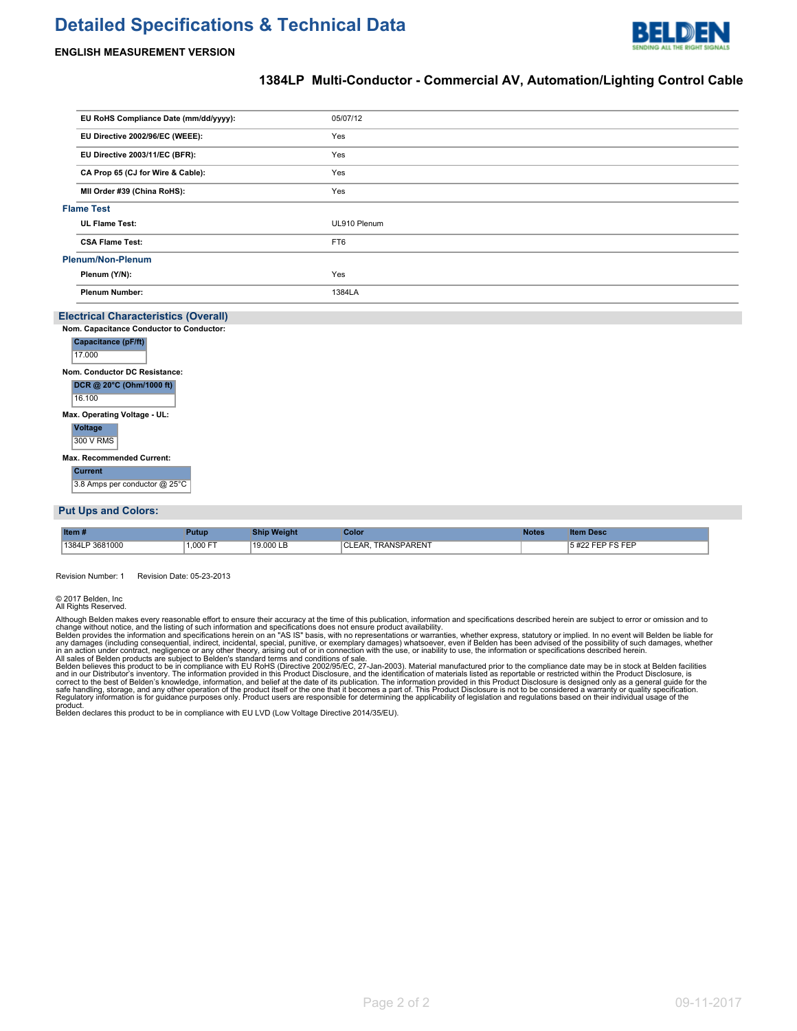# Detailed Specifications & Technical Data

**ENGLISH MEASUREMENT VERSION**

## 1384LP Multi-Conductor - Commercial AV, Automation/Lighting Control Cable

| | |
|---|---|
| **EU RoHS Compliance Date (mm/dd/yyyy):** | 05/07/12 |
| **EU Directive 2002/96/EC (WEEE):** | Yes |
| **EU Directive 2003/11/EC (BFR):** | Yes |
| **CA Prop 65 (CJ for Wire & Cable):** | Yes |
| **MII Order #39 (China RoHS):** | Yes |

### Flame Test

| | |
|---|---|
| **UL Flame Test:** | UL910 Plenum |
| **CSA Flame Test:** | FT6 |

### Plenum/Non-Plenum

| | |
|---|---|
| **Plenum (Y/N):** | Yes |
| **Plenum Number:** | 1384LA |

## Electrical Characteristics (Overall)

**Nom. Capacitance Conductor to Conductor:**

| Capacitance (pF/ft) |
|---|
| 17.000 |

**Nom. Conductor DC Resistance:**

| DCR @ 20°C (Ohm/1000 ft) |
|---|
| 16.100 |

**Max. Operating Voltage - UL:**

| Voltage |
|---|
| 300 V RMS |

**Max. Recommended Current:**

| Current |
|---|
| 3.8 Amps per conductor @ 25°C |

## Put Ups and Colors:

| Item # | Putup | Ship Weight | Color | Notes | Item Desc |
|---|---|---|---|---|---|
| 1384LP 3681000 | 1,000 FT | 19.000 LB | CLEAR, TRANSPARENT | | 5 #22 FEP FS FEP |

Revision Number: 1 Revision Date: 05-23-2013

© 2017 Belden, Inc
All Rights Reserved.

Although Belden makes every reasonable effort to ensure their accuracy at the time of this publication, information and specifications described herein are subject to error or omission and to change without notice, and the listing of such information and specifications does not ensure product availability.
Belden provides the information and specifications herein on an "AS IS" basis, with no representations or warranties, whether express, statutory or implied. In no event will Belden be liable for any damages (including consequential, indirect, incidental, special, punitive, or exemplary damages) whatsoever, even if Belden has been advised of the possibility of such damages, whether in an action under contract, negligence or any other theory, arising out of or in connection with the use, or inability to use, the information or specifications described herein.
All sales of Belden products are subject to Belden's standard terms and conditions of sale.
Belden believes this product to be in compliance with EU RoHS (Directive 2002/95/EC, 27-Jan-2003). Material manufactured prior to the compliance date may be in stock at Belden facilities and in our Distributor's inventory. The information provided in this Product Disclosure, and the identification of materials listed as reportable or restricted within the Product Disclosure, is correct to the best of Belden's knowledge, information, and belief at the date of its publication. The information provided in this Product Disclosure is designed only as a general guide for the safe handling, storage, and any other operation of the product itself or the one that it becomes a part of. This Product Disclosure is not to be considered a warranty or quality specification. Regulatory information is for guidance purposes only. Product users are responsible for determining the applicability of legislation and regulations based on their individual usage of the product.
Belden declares this product to be in compliance with EU LVD (Low Voltage Directive 2014/35/EU).